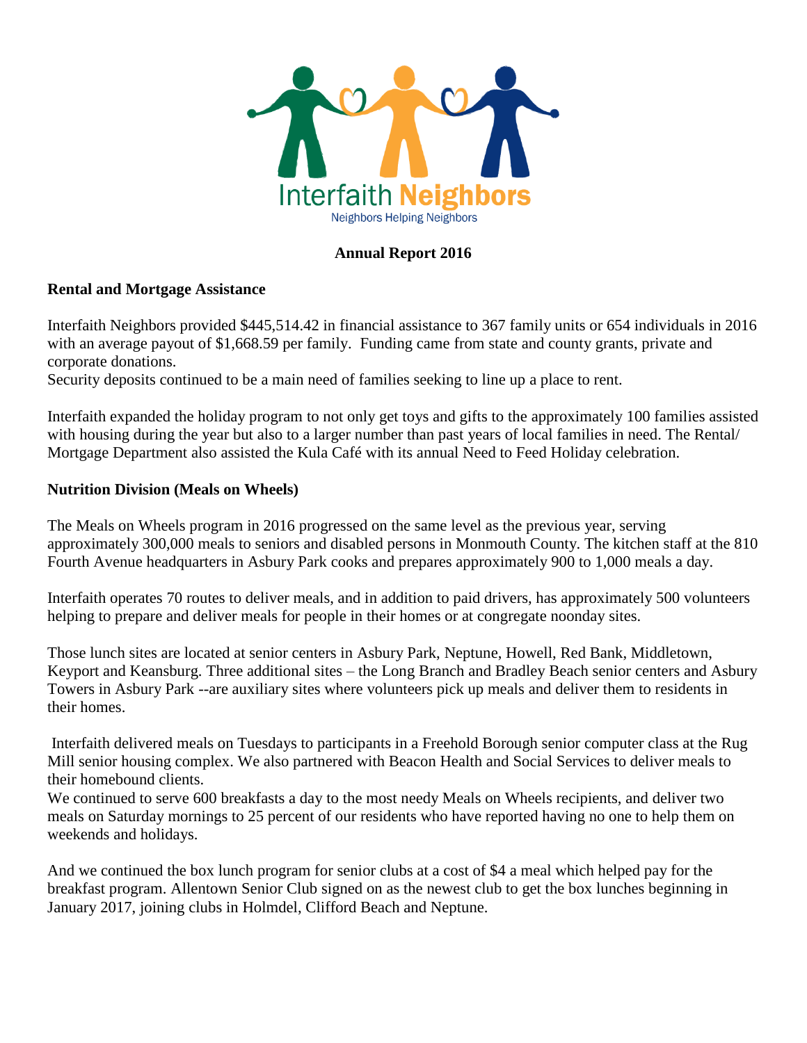Interfaith Neighbors

Neighbors Helping Neighbors

**Annual Report 2016**

**Rental and Mortgage Assistance**

Interfaith Neighbors provided $445,514.42 in financial assistance to 367 family units or 654 individuals in 2016 with an average payout of $1,668.59 per family. Funding came from state and county grants, private and corporate donations.

Security deposits continued to be a main need of families seeking to line up a place to rent.

Interfaith expanded the holiday program to not only get toys and gifts to the approximately 100 families assisted with housing during the year but also to a larger number than past years of local families in need. The Rental/ Mortgage Department also assisted the Kula Café with its annual Need to Feed Holiday celebration.

**Nutrition Division (Meals on Wheels)**

The Meals on Wheels program in 2016 progressed on the same level as the previous year, serving approximately 300,000 meals to seniors and disabled persons in Monmouth County. The kitchen staff at the 810 Fourth Avenue headquarters in Asbury Park cooks and prepares approximately 900 to 1,000 meals a day.

Interfaith operates 70 routes to deliver meals, and in addition to paid drivers, has approximately 500 volunteers helping to prepare and deliver meals for people in their homes or at congregate noonday sites.

Those lunch sites are located at senior centers in Asbury Park, Neptune, Howell, Red Bank, Middletown, Keyport and Keansburg. Three additional sites – the Long Branch and Bradley Beach senior centers and Asbury Towers in Asbury Park --are auxiliary sites where volunteers pick up meals and deliver them to residents in their homes.

Interfaith delivered meals on Tuesdays to participants in a Freehold Borough senior computer class at the Rug Mill senior housing complex. We also partnered with Beacon Health and Social Services to deliver meals to their homebound clients.

We continued to serve 600 breakfasts a day to the most needy Meals on Wheels recipients, and deliver two meals on Saturday mornings to 25 percent of our residents who have reported having no one to help them on weekends and holidays.

And we continued the box lunch program for senior clubs at a cost of $4 a meal which helped pay for the breakfast program. Allentown Senior Club signed on as the newest club to get the box lunches beginning in January 2017, joining clubs in Holmdel, Clifford Beach and Neptune.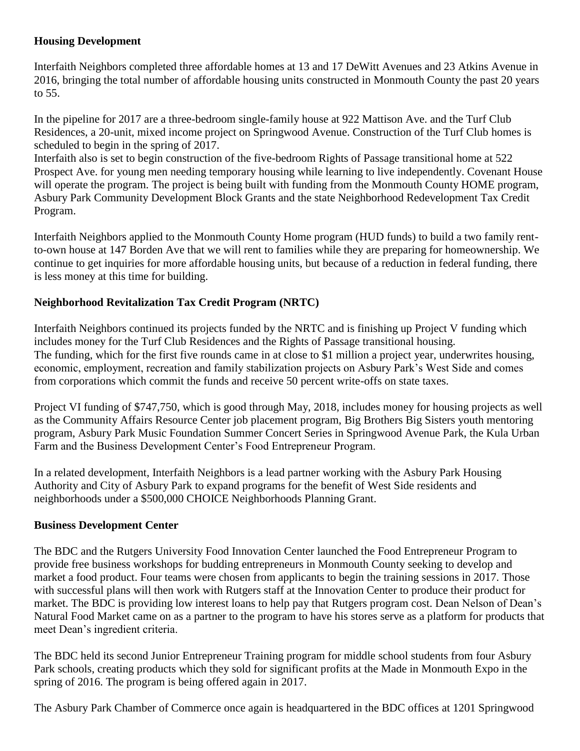## Housing Development

Interfaith Neighbors completed three affordable homes at 13 and 17 DeWitt Avenues and 23 Atkins Avenue in 2016, bringing the total number of affordable housing units constructed in Monmouth County the past 20 years to 55.

In the pipeline for 2017 are a three-bedroom single-family house at 922 Mattison Ave. and the Turf Club Residences, a 20-unit, mixed income project on Springwood Avenue. Construction of the Turf Club homes is scheduled to begin in the spring of 2017.

Interfaith also is set to begin construction of the five-bedroom Rights of Passage transitional home at 522 Prospect Ave. for young men needing temporary housing while learning to live independently. Covenant House will operate the program. The project is being built with funding from the Monmouth County HOME program, Asbury Park Community Development Block Grants and the state Neighborhood Redevelopment Tax Credit Program.

Interfaith Neighbors applied to the Monmouth County Home program (HUD funds) to build a two family rent-to-own house at 147 Borden Ave that we will rent to families while they are preparing for homeownership. We continue to get inquiries for more affordable housing units, but because of a reduction in federal funding, there is less money at this time for building.

## Neighborhood Revitalization Tax Credit Program (NRTC)

Interfaith Neighbors continued its projects funded by the NRTC and is finishing up Project V funding which includes money for the Turf Club Residences and the Rights of Passage transitional housing.

The funding, which for the first five rounds came in at close to $1 million a project year, underwrites housing, economic, employment, recreation and family stabilization projects on Asbury Park's West Side and comes from corporations which commit the funds and receive 50 percent write-offs on state taxes.

Project VI funding of $747,750, which is good through May, 2018, includes money for housing projects as well as the Community Affairs Resource Center job placement program, Big Brothers Big Sisters youth mentoring program, Asbury Park Music Foundation Summer Concert Series in Springwood Avenue Park, the Kula Urban Farm and the Business Development Center's Food Entrepreneur Program.

In a related development, Interfaith Neighbors is a lead partner working with the Asbury Park Housing Authority and City of Asbury Park to expand programs for the benefit of West Side residents and neighborhoods under a $500,000 CHOICE Neighborhoods Planning Grant.

## Business Development Center

The BDC and the Rutgers University Food Innovation Center launched the Food Entrepreneur Program to provide free business workshops for budding entrepreneurs in Monmouth County seeking to develop and market a food product. Four teams were chosen from applicants to begin the training sessions in 2017. Those with successful plans will then work with Rutgers staff at the Innovation Center to produce their product for market. The BDC is providing low interest loans to help pay that Rutgers program cost. Dean Nelson of Dean's Natural Food Market came on as a partner to the program to have his stores serve as a platform for products that meet Dean's ingredient criteria.

The BDC held its second Junior Entrepreneur Training program for middle school students from four Asbury Park schools, creating products which they sold for significant profits at the Made in Monmouth Expo in the spring of 2016. The program is being offered again in 2017.

The Asbury Park Chamber of Commerce once again is headquartered in the BDC offices at 1201 Springwood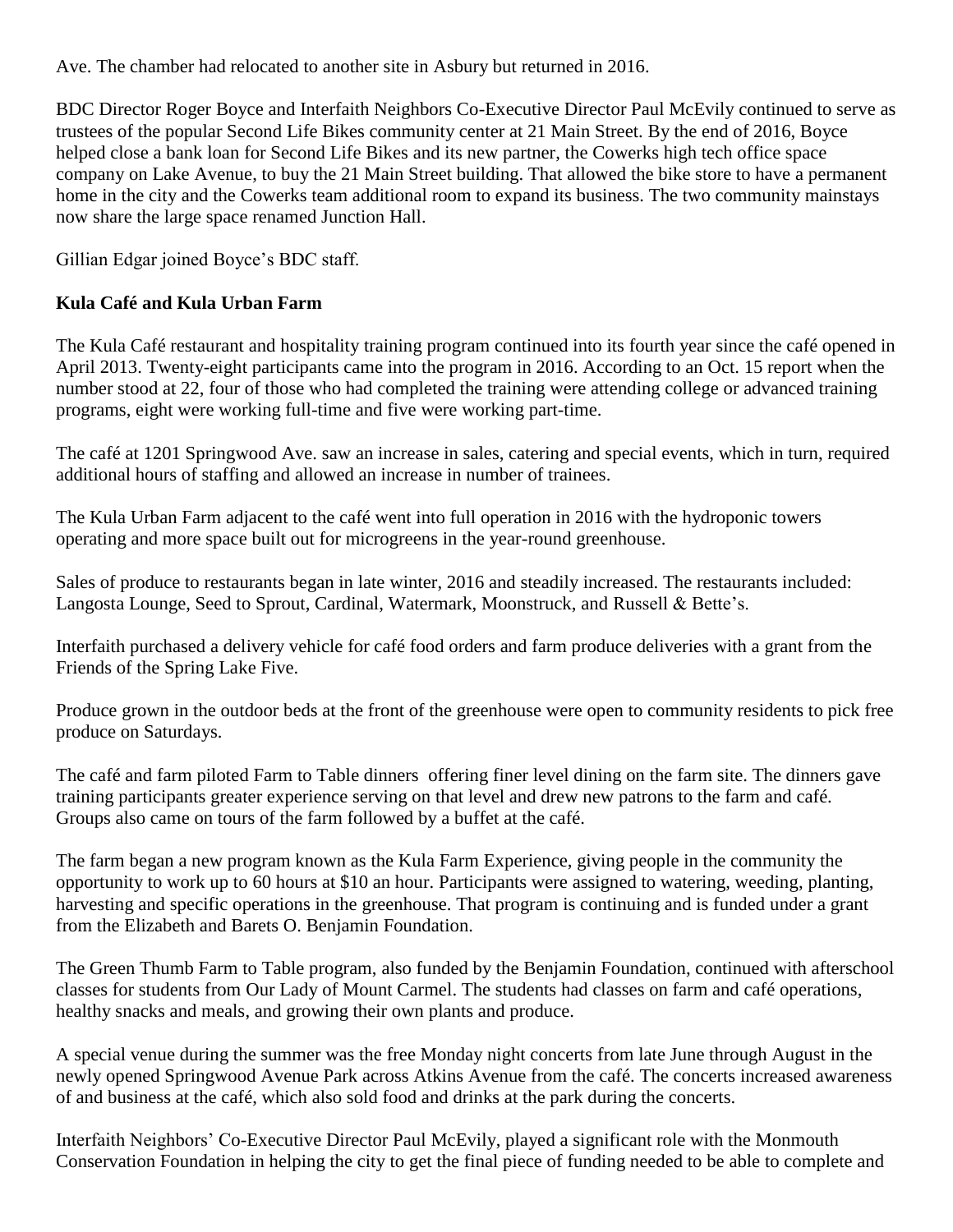Ave. The chamber had relocated to another site in Asbury but returned in 2016.

BDC Director Roger Boyce and Interfaith Neighbors Co-Executive Director Paul McEvily continued to serve as trustees of the popular Second Life Bikes community center at 21 Main Street. By the end of 2016, Boyce helped close a bank loan for Second Life Bikes and its new partner, the Cowerks high tech office space company on Lake Avenue, to buy the 21 Main Street building. That allowed the bike store to have a permanent home in the city and the Cowerks team additional room to expand its business. The two community mainstays now share the large space renamed Junction Hall.

Gillian Edgar joined Boyce's BDC staff.

**Kula Café and Kula Urban Farm**

The Kula Café restaurant and hospitality training program continued into its fourth year since the café opened in April 2013. Twenty-eight participants came into the program in 2016. According to an Oct. 15 report when the number stood at 22, four of those who had completed the training were attending college or advanced training programs, eight were working full-time and five were working part-time.

The café at 1201 Springwood Ave. saw an increase in sales, catering and special events, which in turn, required additional hours of staffing and allowed an increase in number of trainees.

The Kula Urban Farm adjacent to the café went into full operation in 2016 with the hydroponic towers operating and more space built out for microgreens in the year-round greenhouse.

Sales of produce to restaurants began in late winter, 2016 and steadily increased. The restaurants included: Langosta Lounge, Seed to Sprout, Cardinal, Watermark, Moonstruck, and Russell & Bette's.

Interfaith purchased a delivery vehicle for café food orders and farm produce deliveries with a grant from the Friends of the Spring Lake Five.

Produce grown in the outdoor beds at the front of the greenhouse were open to community residents to pick free produce on Saturdays.

The café and farm piloted Farm to Table dinners offering finer level dining on the farm site. The dinners gave training participants greater experience serving on that level and drew new patrons to the farm and café. Groups also came on tours of the farm followed by a buffet at the café.

The farm began a new program known as the Kula Farm Experience, giving people in the community the opportunity to work up to 60 hours at $10 an hour. Participants were assigned to watering, weeding, planting, harvesting and specific operations in the greenhouse. That program is continuing and is funded under a grant from the Elizabeth and Barets O. Benjamin Foundation.

The Green Thumb Farm to Table program, also funded by the Benjamin Foundation, continued with afterschool classes for students from Our Lady of Mount Carmel. The students had classes on farm and café operations, healthy snacks and meals, and growing their own plants and produce.

A special venue during the summer was the free Monday night concerts from late June through August in the newly opened Springwood Avenue Park across Atkins Avenue from the café. The concerts increased awareness of and business at the café, which also sold food and drinks at the park during the concerts.

Interfaith Neighbors' Co-Executive Director Paul McEvily, played a significant role with the Monmouth Conservation Foundation in helping the city to get the final piece of funding needed to be able to complete and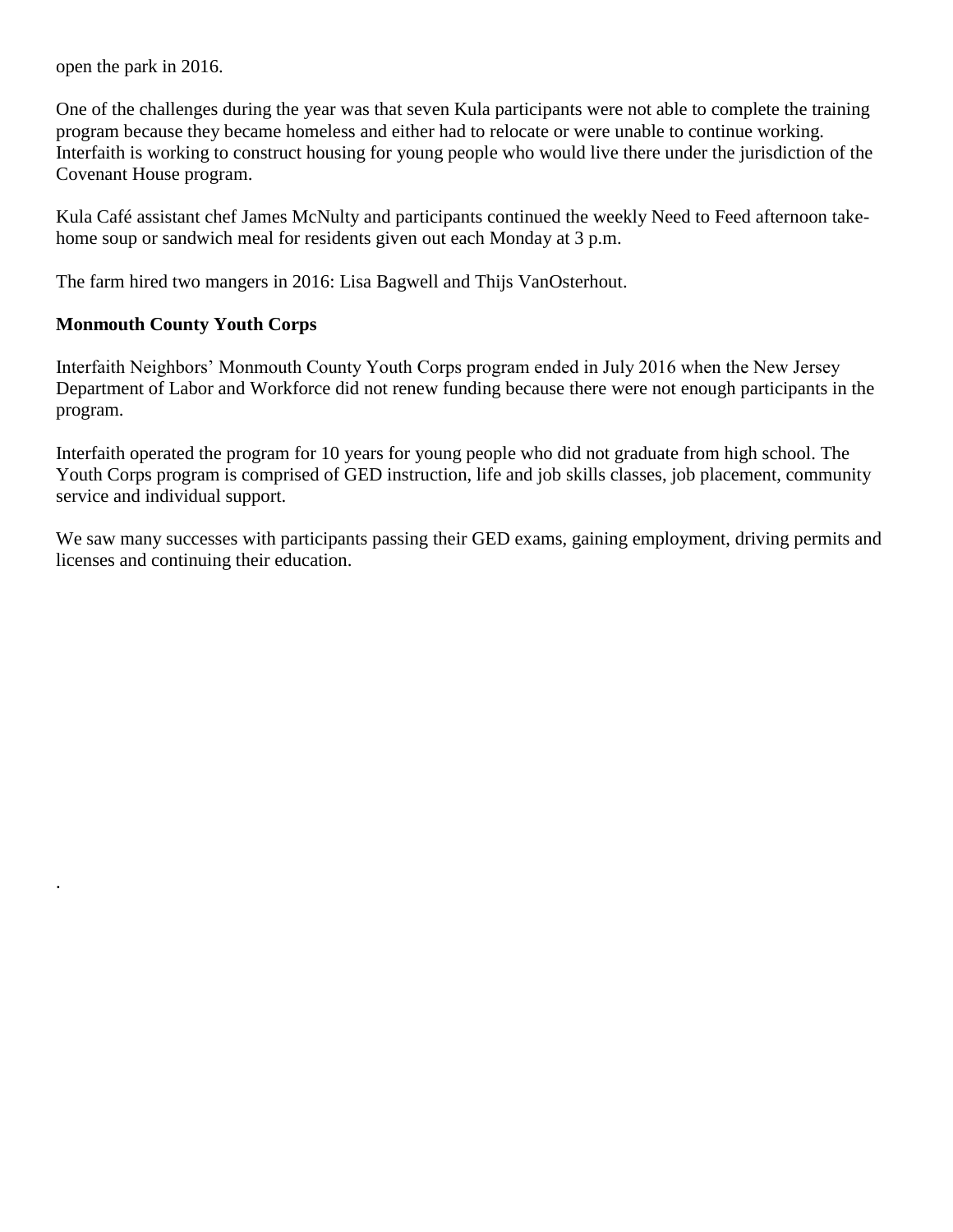open the park in 2016.

One of the challenges during the year was that seven Kula participants were not able to complete the training program because they became homeless and either had to relocate or were unable to continue working. Interfaith is working to construct housing for young people who would live there under the jurisdiction of the Covenant House program.

Kula Café assistant chef James McNulty and participants continued the weekly Need to Feed afternoon take-home soup or sandwich meal for residents given out each Monday at 3 p.m.

The farm hired two mangers in 2016: Lisa Bagwell and Thijs VanOsterhout.

**Monmouth County Youth Corps**

Interfaith Neighbors' Monmouth County Youth Corps program ended in July 2016 when the New Jersey Department of Labor and Workforce did not renew funding because there were not enough participants in the program.

Interfaith operated the program for 10 years for young people who did not graduate from high school. The Youth Corps program is comprised of GED instruction, life and job skills classes, job placement, community service and individual support.

We saw many successes with participants passing their GED exams, gaining employment, driving permits and licenses and continuing their education.

.